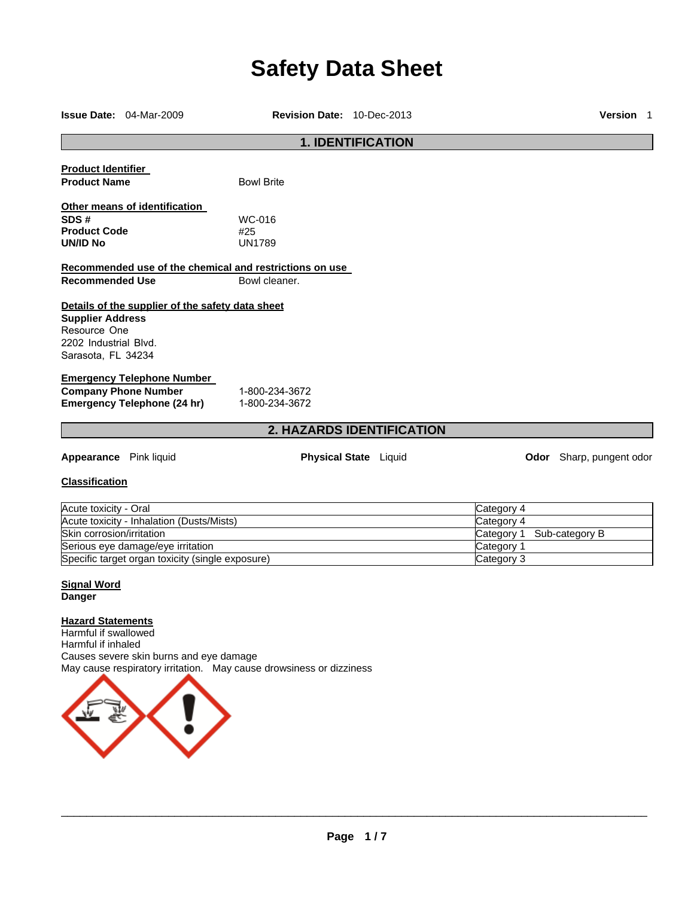# Safety Data Sheet

**Issue Date:** 04-Mar-2009 **Revision Date:** 10-Dec-2013 **Version** 1

## 1. IDENTIFICATION

**Product Identifier**

**Product Name** Bowl Brite

**Other means of identification**

**SDS #** WC-016
**Product Code** #25
**UN/ID No** UN1789

**Recommended use of the chemical and restrictions on use**

**Recommended Use** Bowl cleaner.

**Details of the supplier of the safety data sheet**

**Supplier Address**
Resource One
2202 Industrial Blvd.
Sarasota, FL 34234

**Emergency Telephone Number**

**Company Phone Number** 1-800-234-3672
**Emergency Telephone (24 hr)** 1-800-234-3672

## 2. HAZARDS IDENTIFICATION

**Appearance** Pink liquid **Physical State** Liquid **Odor** Sharp, pungent odor

**Classification**

| Hazard | Category |
|---|---|
| Acute toxicity - Oral | Category 4 |
| Acute toxicity - Inhalation (Dusts/Mists) | Category 4 |
| Skin corrosion/irritation | Category 1 Sub-category B |
| Serious eye damage/eye irritation | Category 1 |
| Specific target organ toxicity (single exposure) | Category 3 |

**Signal Word**

**Danger**

**Hazard Statements**

Harmful if swallowed
Harmful if inhaled
Causes severe skin burns and eye damage
May cause respiratory irritation. May cause drowsiness or dizziness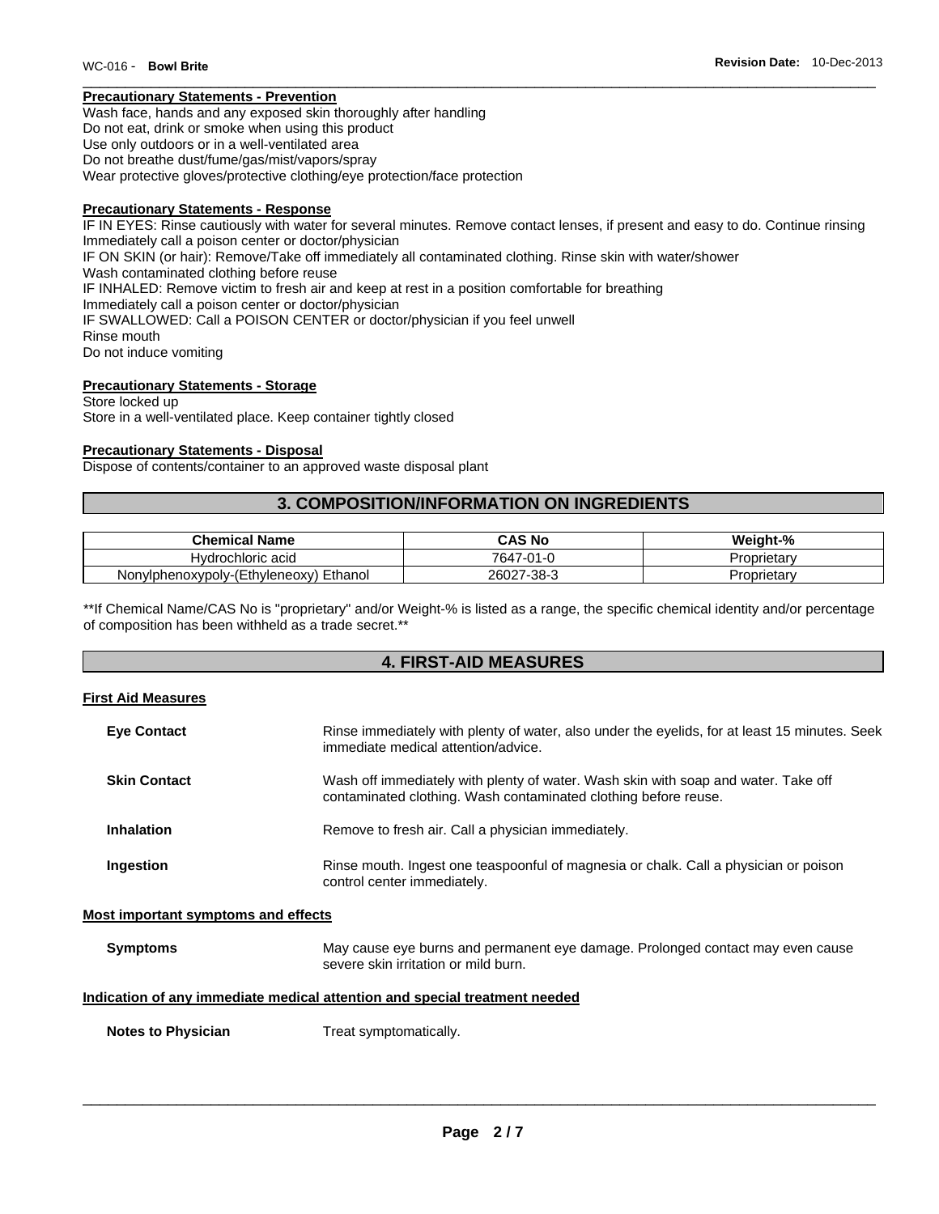#### Precautionary Statements - Prevention

Wash face, hands and any exposed skin thoroughly after handling
Do not eat, drink or smoke when using this product
Use only outdoors or in a well-ventilated area
Do not breathe dust/fume/gas/mist/vapors/spray
Wear protective gloves/protective clothing/eye protection/face protection

#### Precautionary Statements - Response

IF IN EYES: Rinse cautiously with water for several minutes. Remove contact lenses, if present and easy to do. Continue rinsing
Immediately call a poison center or doctor/physician
IF ON SKIN (or hair): Remove/Take off immediately all contaminated clothing. Rinse skin with water/shower
Wash contaminated clothing before reuse
IF INHALED: Remove victim to fresh air and keep at rest in a position comfortable for breathing
Immediately call a poison center or doctor/physician
IF SWALLOWED: Call a POISON CENTER or doctor/physician if you feel unwell
Rinse mouth
Do not induce vomiting

#### Precautionary Statements - Storage

Store locked up
Store in a well-ventilated place. Keep container tightly closed

#### Precautionary Statements - Disposal

Dispose of contents/container to an approved waste disposal plant

## 3. COMPOSITION/INFORMATION ON INGREDIENTS

| Chemical Name | CAS No | Weight-% |
|---|---|---|
| Hydrochloric acid | 7647-01-0 | Proprietary |
| Nonylphenoxypoly-(Ethyleneoxy) Ethanol | 26027-38-3 | Proprietary |

**If Chemical Name/CAS No is "proprietary" and/or Weight-% is listed as a range, the specific chemical identity and/or percentage of composition has been withheld as a trade secret.**

## 4. FIRST-AID MEASURES

#### First Aid Measures

**Eye Contact** Rinse immediately with plenty of water, also under the eyelids, for at least 15 minutes. Seek immediate medical attention/advice.

**Skin Contact** Wash off immediately with plenty of water. Wash skin with soap and water. Take off contaminated clothing. Wash contaminated clothing before reuse.

**Inhalation** Remove to fresh air. Call a physician immediately.

**Ingestion** Rinse mouth. Ingest one teaspoonful of magnesia or chalk. Call a physician or poison control center immediately.

#### Most important symptoms and effects

**Symptoms** May cause eye burns and permanent eye damage. Prolonged contact may even cause severe skin irritation or mild burn.

#### Indication of any immediate medical attention and special treatment needed

**Notes to Physician** Treat symptomatically.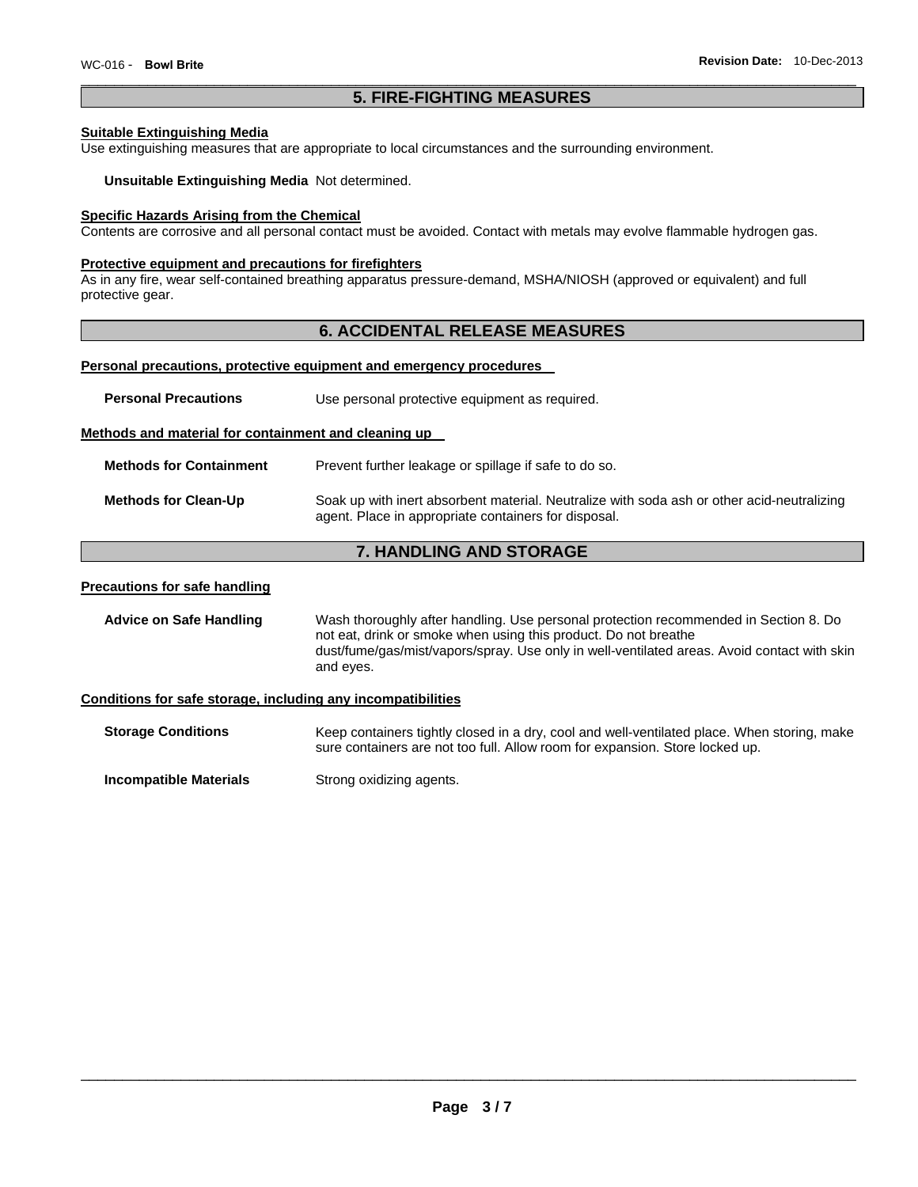## 5. FIRE-FIGHTING MEASURES

**Suitable Extinguishing Media**

Use extinguishing measures that are appropriate to local circumstances and the surrounding environment.

**Unsuitable Extinguishing Media** Not determined.

**Specific Hazards Arising from the Chemical**

Contents are corrosive and all personal contact must be avoided. Contact with metals may evolve flammable hydrogen gas.

**Protective equipment and precautions for firefighters**

As in any fire, wear self-contained breathing apparatus pressure-demand, MSHA/NIOSH (approved or equivalent) and full protective gear.

## 6. ACCIDENTAL RELEASE MEASURES

**Personal precautions, protective equipment and emergency procedures**

**Personal Precautions** Use personal protective equipment as required.

**Methods and material for containment and cleaning up**

**Methods for Containment** Prevent further leakage or spillage if safe to do so.

**Methods for Clean-Up** Soak up with inert absorbent material. Neutralize with soda ash or other acid-neutralizing agent. Place in appropriate containers for disposal.

## 7. HANDLING AND STORAGE

**Precautions for safe handling**

**Advice on Safe Handling** Wash thoroughly after handling. Use personal protection recommended in Section 8. Do not eat, drink or smoke when using this product. Do not breathe dust/fume/gas/mist/vapors/spray. Use only in well-ventilated areas. Avoid contact with skin and eyes.

**Conditions for safe storage, including any incompatibilities**

**Storage Conditions** Keep containers tightly closed in a dry, cool and well-ventilated place. When storing, make sure containers are not too full. Allow room for expansion. Store locked up.

**Incompatible Materials** Strong oxidizing agents.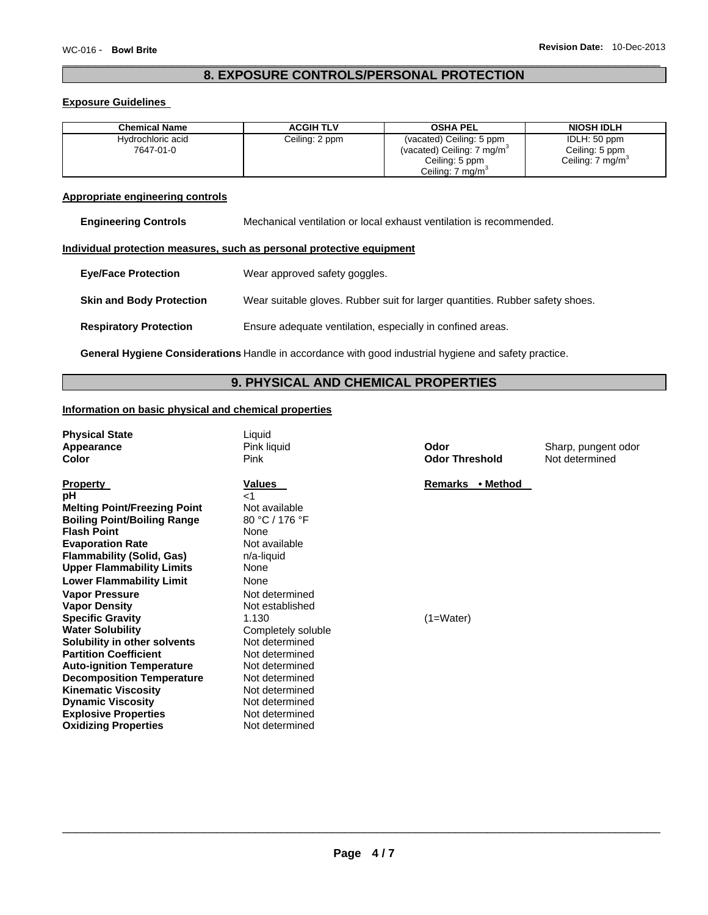## 8. EXPOSURE CONTROLS/PERSONAL PROTECTION

### Exposure Guidelines

| Chemical Name | ACGIH TLV | OSHA PEL | NIOSH IDLH |
|---|---|---|---|
| Hydrochloric acid<br>7647-01-0 | Ceiling: 2 ppm | (vacated) Ceiling: 5 ppm<br>(vacated) Ceiling: 7 mg/m$^3$<br>Ceiling: 5 ppm<br>Ceiling: 7 mg/m$^3$ | IDLH: 50 ppm<br>Ceiling: 5 ppm<br>Ceiling: 7 mg/m$^3$ |

### Appropriate engineering controls

**Engineering Controls** Mechanical ventilation or local exhaust ventilation is recommended.

### Individual protection measures, such as personal protective equipment

**Eye/Face Protection** Wear approved safety goggles.

**Skin and Body Protection** Wear suitable gloves. Rubber suit for larger quantities. Rubber safety shoes.

**Respiratory Protection** Ensure adequate ventilation, especially in confined areas.

**General Hygiene Considerations** Handle in accordance with good industrial hygiene and safety practice.

## 9. PHYSICAL AND CHEMICAL PROPERTIES

### Information on basic physical and chemical properties

**Physical State** Liquid
**Appearance** Pink liquid
**Color** Pink
**Odor** Sharp, pungent odor
**Odor Threshold** Not determined

| Property | Values | Remarks • Method |
|---|---|---|
| **pH** | <1 | |
| **Melting Point/Freezing Point** | Not available | |
| **Boiling Point/Boiling Range** | 80 °C / 176 °F | |
| **Flash Point** | None | |
| **Evaporation Rate** | Not available | |
| **Flammability (Solid, Gas)** | n/a-liquid | |
| **Upper Flammability Limits** | None | |
| **Lower Flammability Limit** | None | |
| **Vapor Pressure** | Not determined | |
| **Vapor Density** | Not established | |
| **Specific Gravity** | 1.130 | (1=Water) |
| **Water Solubility** | Completely soluble | |
| **Solubility in other solvents** | Not determined | |
| **Partition Coefficient** | Not determined | |
| **Auto-ignition Temperature** | Not determined | |
| **Decomposition Temperature** | Not determined | |
| **Kinematic Viscosity** | Not determined | |
| **Dynamic Viscosity** | Not determined | |
| **Explosive Properties** | Not determined | |
| **Oxidizing Properties** | Not determined | |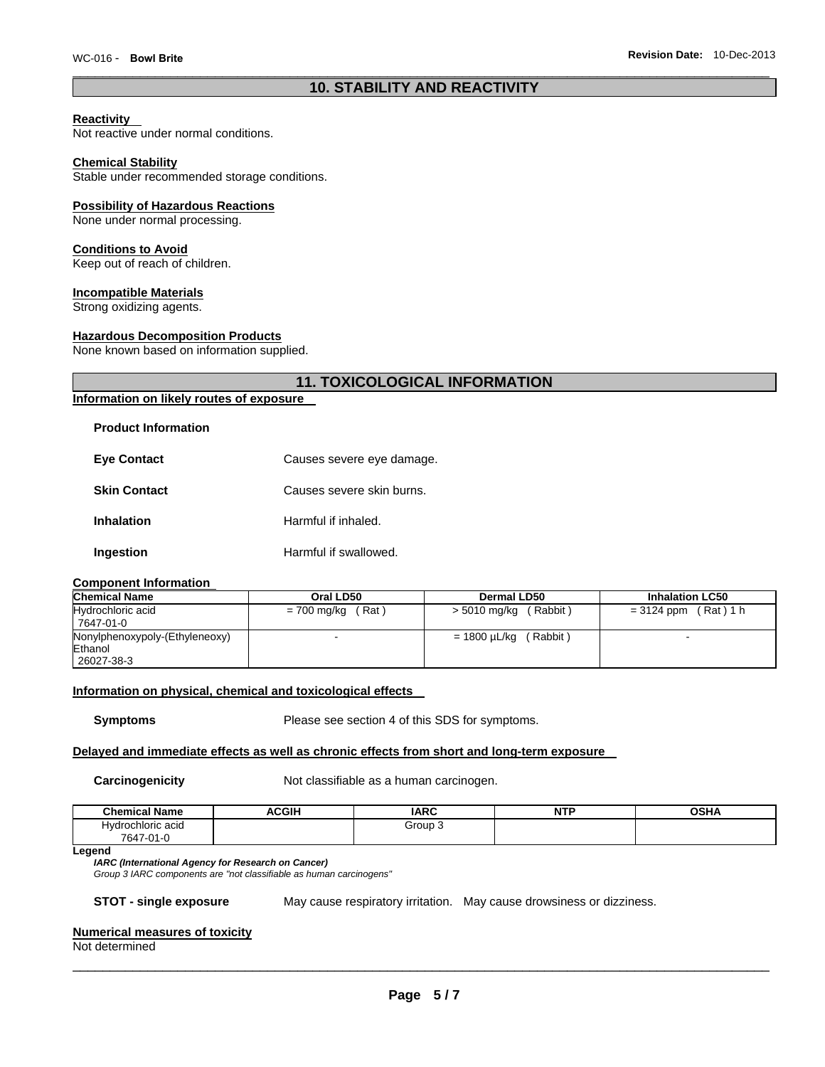## 10. STABILITY AND REACTIVITY

**Reactivity**
Not reactive under normal conditions.

**Chemical Stability**
Stable under recommended storage conditions.

**Possibility of Hazardous Reactions**
None under normal processing.

**Conditions to Avoid**
Keep out of reach of children.

**Incompatible Materials**
Strong oxidizing agents.

**Hazardous Decomposition Products**
None known based on information supplied.

## 11. TOXICOLOGICAL INFORMATION

**Information on likely routes of exposure**

**Product Information**

**Eye Contact** Causes severe eye damage.

**Skin Contact** Causes severe skin burns.

**Inhalation** Harmful if inhaled.

**Ingestion** Harmful if swallowed.

**Component Information**

| Chemical Name | Oral LD50 | Dermal LD50 | Inhalation LC50 |
|---|---|---|---|
| Hydrochloric acid 7647-01-0 | = 700 mg/kg ( Rat ) | > 5010 mg/kg ( Rabbit ) | = 3124 ppm ( Rat ) 1 h |
| Nonylphenoxypoly-(Ethyleneoxy) Ethanol 26027-38-3 | - | = 1800 µL/kg ( Rabbit ) | - |

**Information on physical, chemical and toxicological effects**

**Symptoms** Please see section 4 of this SDS for symptoms.

**Delayed and immediate effects as well as chronic effects from short and long-term exposure**

**Carcinogenicity** Not classifiable as a human carcinogen.

| Chemical Name | ACGIH | IARC | NTP | OSHA |
|---|---|---|---|---|
| Hydrochloric acid 7647-01-0 | | Group 3 | | |

**Legend**
***IARC (International Agency for Research on Cancer)***
*Group 3 IARC components are "not classifiable as human carcinogens"*

**STOT - single exposure** May cause respiratory irritation. May cause drowsiness or dizziness.

**Numerical measures of toxicity**
Not determined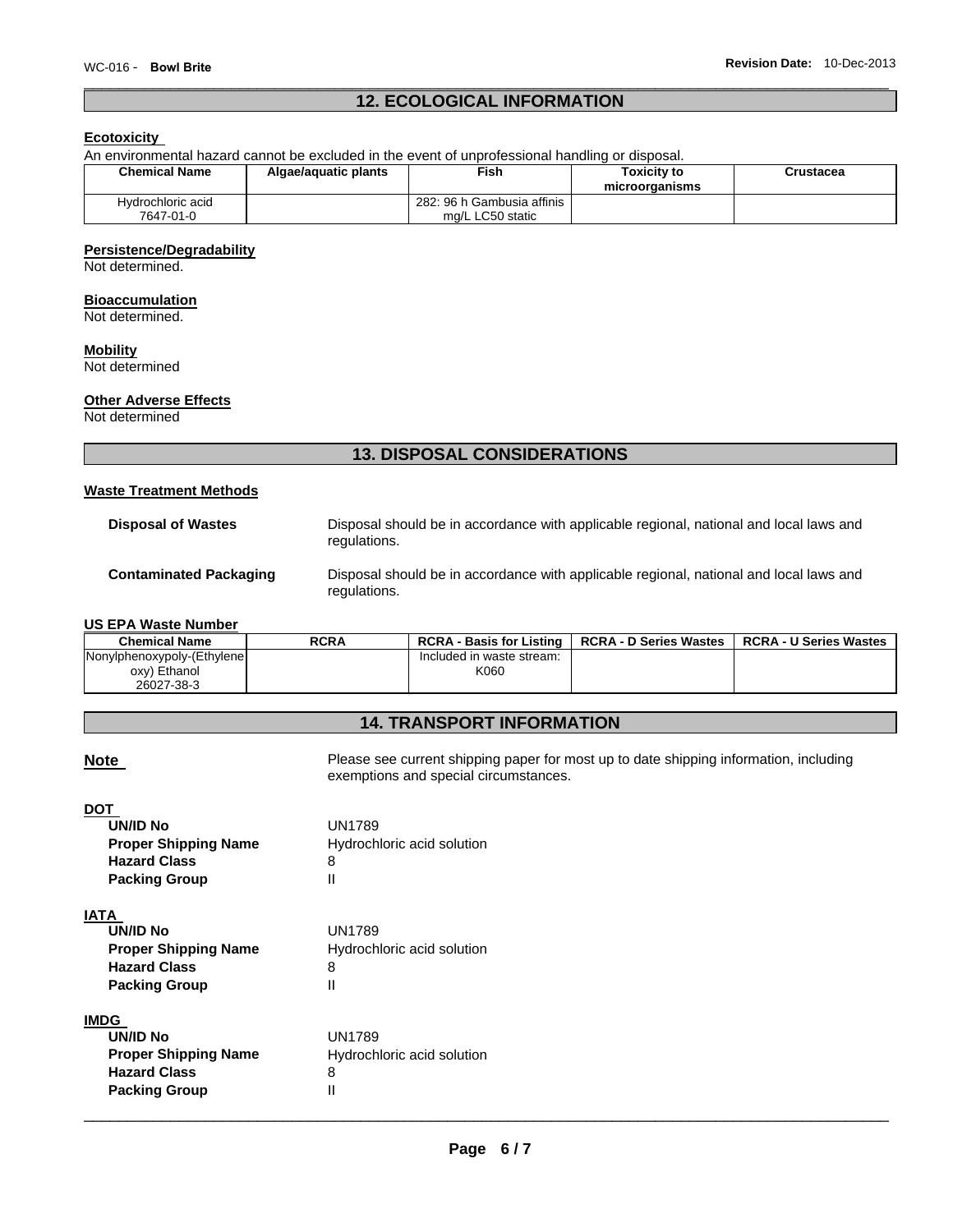## 12. ECOLOGICAL INFORMATION

### Ecotoxicity

An environmental hazard cannot be excluded in the event of unprofessional handling or disposal.

| Chemical Name | Algae/aquatic plants | Fish | Toxicity to microorganisms | Crustacea |
|---|---|---|---|---|
| Hydrochloric acid<br>7647-01-0 | | 282: 96 h Gambusia affinis mg/L LC50 static | | |

### Persistence/Degradability

Not determined.

### Bioaccumulation

Not determined.

### Mobility

Not determined

### Other Adverse Effects

Not determined

## 13. DISPOSAL CONSIDERATIONS

### Waste Treatment Methods

**Disposal of Wastes** — Disposal should be in accordance with applicable regional, national and local laws and regulations.

**Contaminated Packaging** — Disposal should be in accordance with applicable regional, national and local laws and regulations.

### US EPA Waste Number

| Chemical Name | RCRA | RCRA - Basis for Listing | RCRA - D Series Wastes | RCRA - U Series Wastes |
|---|---|---|---|---|
| Nonylphenoxypoly-(Ethyleneoxy) Ethanol<br>26027-38-3 | | Included in waste stream: K060 | | |

## 14. TRANSPORT INFORMATION

**Note** — Please see current shipping paper for most up to date shipping information, including exemptions and special circumstances.

### DOT

**UN/ID No** UN1789
**Proper Shipping Name** Hydrochloric acid solution
**Hazard Class** 8
**Packing Group** II

### IATA

**UN/ID No** UN1789
**Proper Shipping Name** Hydrochloric acid solution
**Hazard Class** 8
**Packing Group** II

### IMDG

**UN/ID No** UN1789
**Proper Shipping Name** Hydrochloric acid solution
**Hazard Class** 8
**Packing Group** II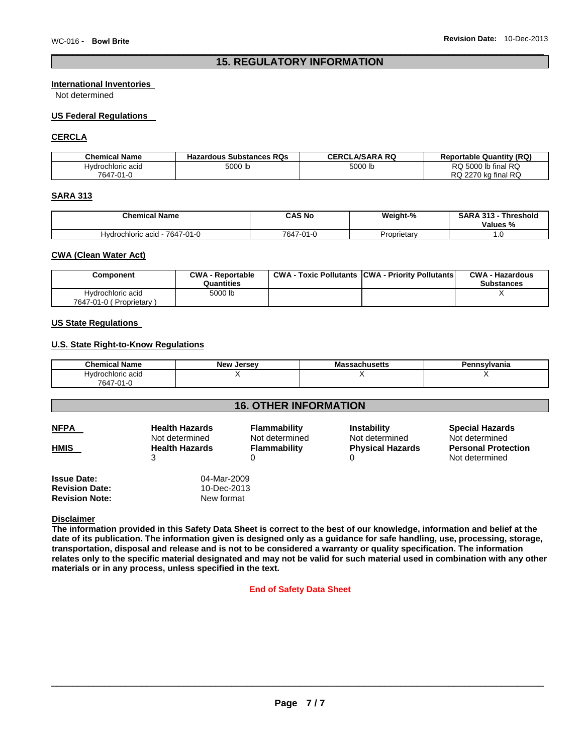## 15. REGULATORY INFORMATION

**International Inventories**

Not determined

**US Federal Regulations**

**CERCLA**

| Chemical Name | Hazardous Substances RQs | CERCLA/SARA RQ | Reportable Quantity (RQ) |
|---|---|---|---|
| Hydrochloric acid<br>7647-01-0 | 5000 lb | 5000 lb | RQ 5000 lb final RQ<br>RQ 2270 kg final RQ |

**SARA 313**

| Chemical Name | CAS No | Weight-% | SARA 313 - Threshold Values % |
|---|---|---|---|
| Hydrochloric acid - 7647-01-0 | 7647-01-0 | Proprietary | 1.0 |

**CWA (Clean Water Act)**

| Component | CWA - Reportable Quantities | CWA - Toxic Pollutants | CWA - Priority Pollutants | CWA - Hazardous Substances |
|---|---|---|---|---|
| Hydrochloric acid<br>7647-01-0 ( Proprietary ) | 5000 lb | | | X |

**US State Regulations**

**U.S. State Right-to-Know Regulations**

| Chemical Name | New Jersey | Massachusetts | Pennsylvania |
|---|---|---|---|
| Hydrochloric acid<br>7647-01-0 | X | X | X |

## 16. OTHER INFORMATION

| | | | | |
|---|---|---|---|---|
| **NFPA** | **Health Hazards**<br>Not determined | **Flammability**<br>Not determined | **Instability**<br>Not determined | **Special Hazards**<br>Not determined |
| **HMIS** | **Health Hazards**<br>3 | **Flammability**<br>0 | **Physical Hazards**<br>0 | **Personal Protection**<br>Not determined |

**Issue Date:** 04-Mar-2009
**Revision Date:** 10-Dec-2013
**Revision Note:** New format

**Disclaimer**

**The information provided in this Safety Data Sheet is correct to the best of our knowledge, information and belief at the date of its publication. The information given is designed only as a guidance for safe handling, use, processing, storage, transportation, disposal and release and is not to be considered a warranty or quality specification. The information relates only to the specific material designated and may not be valid for such material used in combination with any other materials or in any process, unless specified in the text.**

**End of Safety Data Sheet**